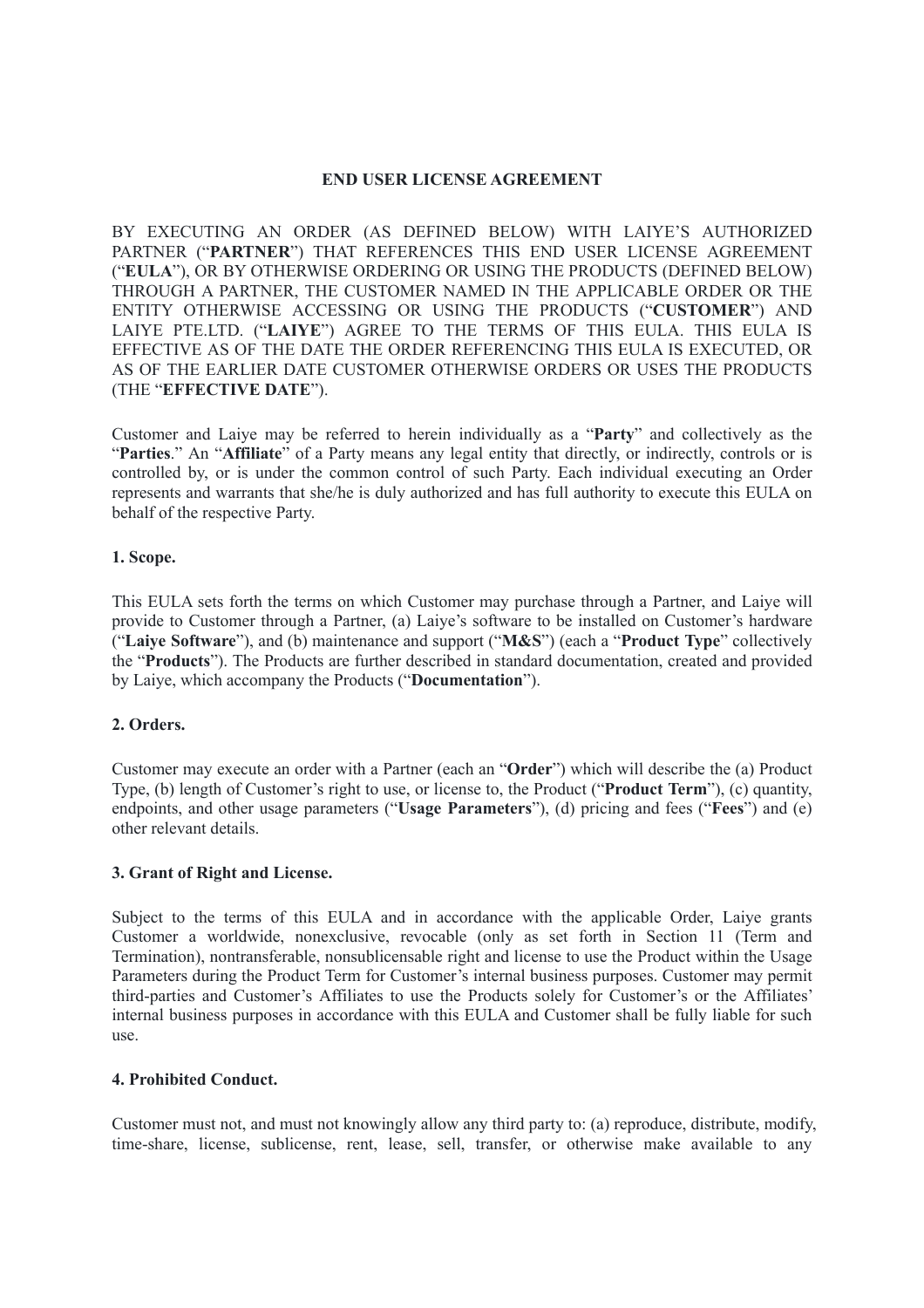# END USER LICENSE AGREEMENT

BY EXECUTING AN ORDER (AS DEFINED BELOW) WITH LAIYE'S AUTHORIZED PARTNER ("**PARTNER**") THAT REFERENCES THIS END USER LICENSE AGREEMENT ("**EULA**"), OR BY OTHERWISE ORDERING OR USING THE PRODUCTS (DEFINED BELOW) THROUGH A PARTNER, THE CUSTOMER NAMED IN THE APPLICABLE ORDER OR THE ENTITY OTHERWISE ACCESSING OR USING THE PRODUCTS ("**CUSTOMER**") AND LAIYE PTE.LTD. ("**LAIYE**") AGREE TO THE TERMS OF THIS EULA. THIS EULA IS EFFECTIVE AS OF THE DATE THE ORDER REFERENCING THIS EULA IS EXECUTED, OR AS OF THE EARLIER DATE CUSTOMER OTHERWISE ORDERS OR USES THE PRODUCTS (THE "**EFFECTIVE DATE**").

Customer and Laiye may be referred to herein individually as a "**Party**" and collectively as the "**Parties**." An "**Affiliate**" of a Party means any legal entity that directly, or indirectly, controls or is controlled by, or is under the common control of such Party. Each individual executing an Order represents and warrants that she/he is duly authorized and has full authority to execute this EULA on behalf of the respective Party.

## 1. Scope.

This EULA sets forth the terms on which Customer may purchase through a Partner, and Laiye will provide to Customer through a Partner, (a) Laiye's software to be installed on Customer's hardware ("**Laiye Software**"), and (b) maintenance and support ("**M&S**") (each a "**Product Type**" collectively the "**Products**"). The Products are further described in standard documentation, created and provided by Laiye, which accompany the Products ("**Documentation**").

## 2. Orders.

Customer may execute an order with a Partner (each an "**Order**") which will describe the (a) Product Type, (b) length of Customer's right to use, or license to, the Product ("**Product Term**"), (c) quantity, endpoints, and other usage parameters ("**Usage Parameters**"), (d) pricing and fees ("**Fees**") and (e) other relevant details.

## 3. Grant of Right and License.

Subject to the terms of this EULA and in accordance with the applicable Order, Laiye grants Customer a worldwide, nonexclusive, revocable (only as set forth in Section 11 (Term and Termination), nontransferable, nonsublicensable right and license to use the Product within the Usage Parameters during the Product Term for Customer's internal business purposes. Customer may permit third-parties and Customer's Affiliates to use the Products solely for Customer's or the Affiliates' internal business purposes in accordance with this EULA and Customer shall be fully liable for such use.

## 4. Prohibited Conduct.

Customer must not, and must not knowingly allow any third party to: (a) reproduce, distribute, modify, time-share, license, sublicense, rent, lease, sell, transfer, or otherwise make available to any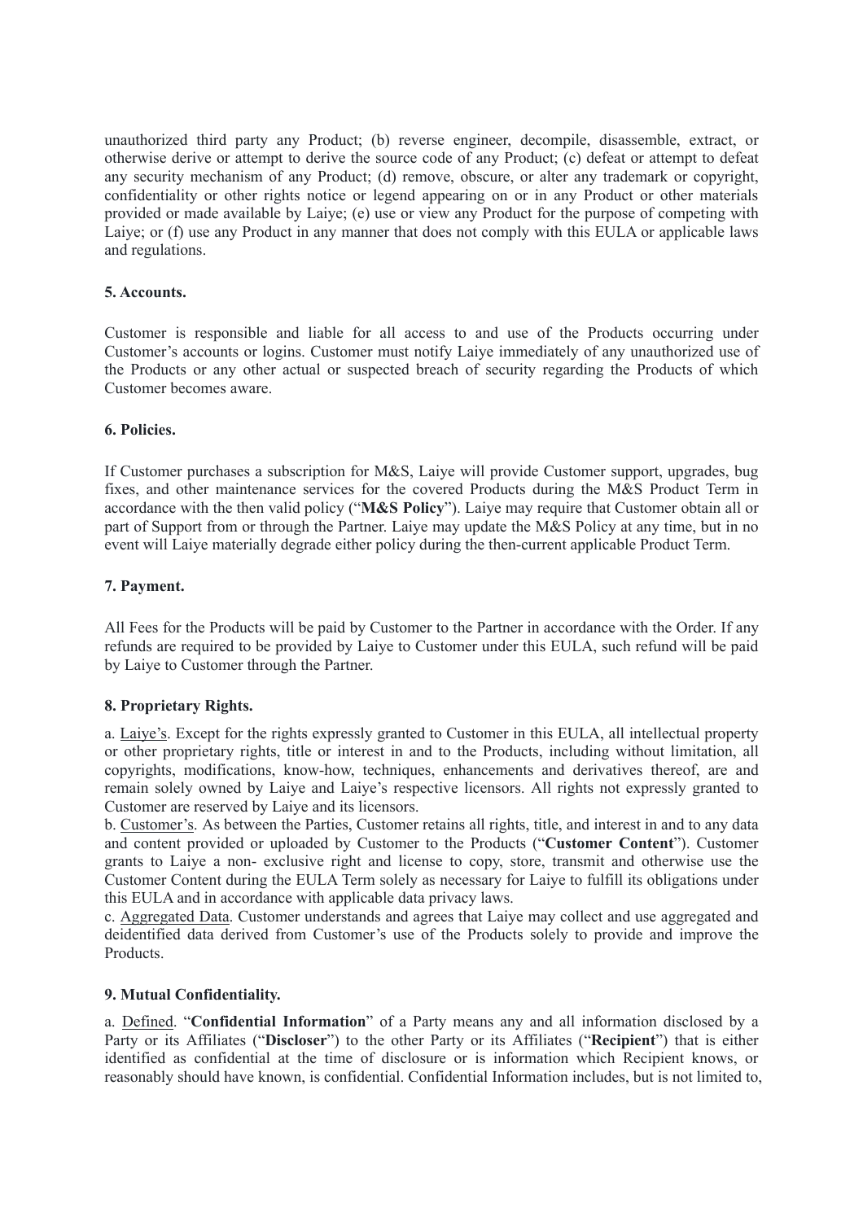unauthorized third party any Product; (b) reverse engineer, decompile, disassemble, extract, or otherwise derive or attempt to derive the source code of any Product; (c) defeat or attempt to defeat any security mechanism of any Product; (d) remove, obscure, or alter any trademark or copyright, confidentiality or other rights notice or legend appearing on or in any Product or other materials provided or made available by Laiye; (e) use or view any Product for the purpose of competing with Laiye; or (f) use any Product in any manner that does not comply with this EULA or applicable laws and regulations.

**5. Accounts.**

Customer is responsible and liable for all access to and use of the Products occurring under Customer's accounts or logins. Customer must notify Laiye immediately of any unauthorized use of the Products or any other actual or suspected breach of security regarding the Products of which Customer becomes aware.

**6. Policies.**

If Customer purchases a subscription for M&S, Laiye will provide Customer support, upgrades, bug fixes, and other maintenance services for the covered Products during the M&S Product Term in accordance with the then valid policy ("**M&S Policy**"). Laiye may require that Customer obtain all or part of Support from or through the Partner. Laiye may update the M&S Policy at any time, but in no event will Laiye materially degrade either policy during the then-current applicable Product Term.

**7. Payment.**

All Fees for the Products will be paid by Customer to the Partner in accordance with the Order. If any refunds are required to be provided by Laiye to Customer under this EULA, such refund will be paid by Laiye to Customer through the Partner.

**8. Proprietary Rights.**

a. Laiye's. Except for the rights expressly granted to Customer in this EULA, all intellectual property or other proprietary rights, title or interest in and to the Products, including without limitation, all copyrights, modifications, know-how, techniques, enhancements and derivatives thereof, are and remain solely owned by Laiye and Laiye's respective licensors. All rights not expressly granted to Customer are reserved by Laiye and its licensors.
b. Customer's. As between the Parties, Customer retains all rights, title, and interest in and to any data and content provided or uploaded by Customer to the Products ("**Customer Content**"). Customer grants to Laiye a non- exclusive right and license to copy, store, transmit and otherwise use the Customer Content during the EULA Term solely as necessary for Laiye to fulfill its obligations under this EULA and in accordance with applicable data privacy laws.
c. Aggregated Data. Customer understands and agrees that Laiye may collect and use aggregated and deidentified data derived from Customer's use of the Products solely to provide and improve the Products.

**9. Mutual Confidentiality.**

a. Defined. "**Confidential Information**" of a Party means any and all information disclosed by a Party or its Affiliates ("**Discloser**") to the other Party or its Affiliates ("**Recipient**") that is either identified as confidential at the time of disclosure or is information which Recipient knows, or reasonably should have known, is confidential. Confidential Information includes, but is not limited to,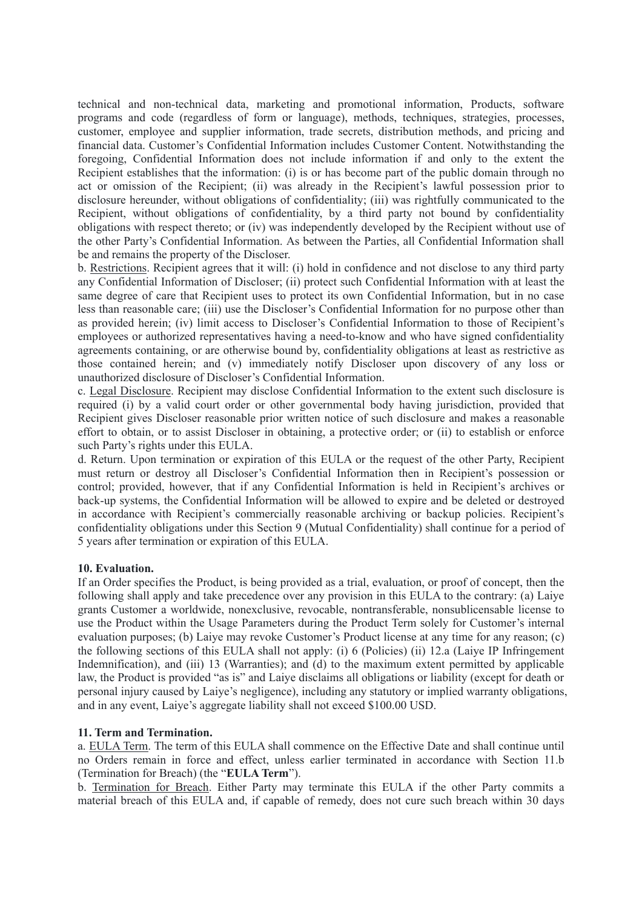technical and non-technical data, marketing and promotional information, Products, software programs and code (regardless of form or language), methods, techniques, strategies, processes, customer, employee and supplier information, trade secrets, distribution methods, and pricing and financial data. Customer's Confidential Information includes Customer Content. Notwithstanding the foregoing, Confidential Information does not include information if and only to the extent the Recipient establishes that the information: (i) is or has become part of the public domain through no act or omission of the Recipient; (ii) was already in the Recipient's lawful possession prior to disclosure hereunder, without obligations of confidentiality; (iii) was rightfully communicated to the Recipient, without obligations of confidentiality, by a third party not bound by confidentiality obligations with respect thereto; or (iv) was independently developed by the Recipient without use of the other Party's Confidential Information. As between the Parties, all Confidential Information shall be and remains the property of the Discloser.

b. Restrictions. Recipient agrees that it will: (i) hold in confidence and not disclose to any third party any Confidential Information of Discloser; (ii) protect such Confidential Information with at least the same degree of care that Recipient uses to protect its own Confidential Information, but in no case less than reasonable care; (iii) use the Discloser's Confidential Information for no purpose other than as provided herein; (iv) limit access to Discloser's Confidential Information to those of Recipient's employees or authorized representatives having a need-to-know and who have signed confidentiality agreements containing, or are otherwise bound by, confidentiality obligations at least as restrictive as those contained herein; and (v) immediately notify Discloser upon discovery of any loss or unauthorized disclosure of Discloser's Confidential Information.

c. Legal Disclosure. Recipient may disclose Confidential Information to the extent such disclosure is required (i) by a valid court order or other governmental body having jurisdiction, provided that Recipient gives Discloser reasonable prior written notice of such disclosure and makes a reasonable effort to obtain, or to assist Discloser in obtaining, a protective order; or (ii) to establish or enforce such Party's rights under this EULA.

d. Return. Upon termination or expiration of this EULA or the request of the other Party, Recipient must return or destroy all Discloser's Confidential Information then in Recipient's possession or control; provided, however, that if any Confidential Information is held in Recipient's archives or back-up systems, the Confidential Information will be allowed to expire and be deleted or destroyed in accordance with Recipient's commercially reasonable archiving or backup policies. Recipient's confidentiality obligations under this Section 9 (Mutual Confidentiality) shall continue for a period of 5 years after termination or expiration of this EULA.

**10. Evaluation.**

If an Order specifies the Product, is being provided as a trial, evaluation, or proof of concept, then the following shall apply and take precedence over any provision in this EULA to the contrary: (a) Laiye grants Customer a worldwide, nonexclusive, revocable, nontransferable, nonsublicensable license to use the Product within the Usage Parameters during the Product Term solely for Customer's internal evaluation purposes; (b) Laiye may revoke Customer's Product license at any time for any reason; (c) the following sections of this EULA shall not apply: (i) 6 (Policies) (ii) 12.a (Laiye IP Infringement Indemnification), and (iii) 13 (Warranties); and (d) to the maximum extent permitted by applicable law, the Product is provided "as is" and Laiye disclaims all obligations or liability (except for death or personal injury caused by Laiye's negligence), including any statutory or implied warranty obligations, and in any event, Laiye's aggregate liability shall not exceed $100.00 USD.

**11. Term and Termination.**

a. EULA Term. The term of this EULA shall commence on the Effective Date and shall continue until no Orders remain in force and effect, unless earlier terminated in accordance with Section 11.b (Termination for Breach) (the "**EULA Term**").

b. Termination for Breach. Either Party may terminate this EULA if the other Party commits a material breach of this EULA and, if capable of remedy, does not cure such breach within 30 days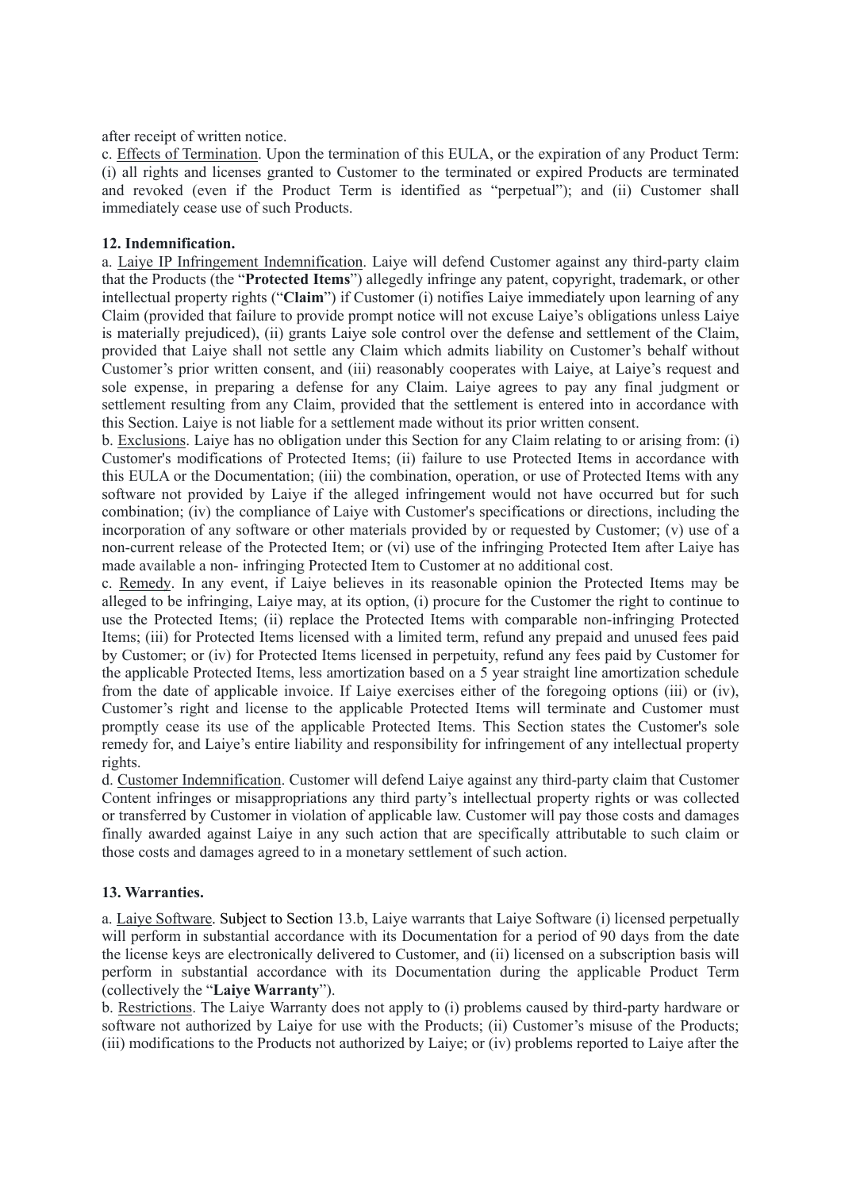after receipt of written notice.

c. Effects of Termination. Upon the termination of this EULA, or the expiration of any Product Term: (i) all rights and licenses granted to Customer to the terminated or expired Products are terminated and revoked (even if the Product Term is identified as "perpetual"); and (ii) Customer shall immediately cease use of such Products.

**12. Indemnification.**

a. Laiye IP Infringement Indemnification. Laiye will defend Customer against any third-party claim that the Products (the "**Protected Items**") allegedly infringe any patent, copyright, trademark, or other intellectual property rights ("**Claim**") if Customer (i) notifies Laiye immediately upon learning of any Claim (provided that failure to provide prompt notice will not excuse Laiye's obligations unless Laiye is materially prejudiced), (ii) grants Laiye sole control over the defense and settlement of the Claim, provided that Laiye shall not settle any Claim which admits liability on Customer's behalf without Customer's prior written consent, and (iii) reasonably cooperates with Laiye, at Laiye's request and sole expense, in preparing a defense for any Claim. Laiye agrees to pay any final judgment or settlement resulting from any Claim, provided that the settlement is entered into in accordance with this Section. Laiye is not liable for a settlement made without its prior written consent.

b. Exclusions. Laiye has no obligation under this Section for any Claim relating to or arising from: (i) Customer's modifications of Protected Items; (ii) failure to use Protected Items in accordance with this EULA or the Documentation; (iii) the combination, operation, or use of Protected Items with any software not provided by Laiye if the alleged infringement would not have occurred but for such combination; (iv) the compliance of Laiye with Customer's specifications or directions, including the incorporation of any software or other materials provided by or requested by Customer; (v) use of a non-current release of the Protected Item; or (vi) use of the infringing Protected Item after Laiye has made available a non- infringing Protected Item to Customer at no additional cost.

c. Remedy. In any event, if Laiye believes in its reasonable opinion the Protected Items may be alleged to be infringing, Laiye may, at its option, (i) procure for the Customer the right to continue to use the Protected Items; (ii) replace the Protected Items with comparable non-infringing Protected Items; (iii) for Protected Items licensed with a limited term, refund any prepaid and unused fees paid by Customer; or (iv) for Protected Items licensed in perpetuity, refund any fees paid by Customer for the applicable Protected Items, less amortization based on a 5 year straight line amortization schedule from the date of applicable invoice. If Laiye exercises either of the foregoing options (iii) or (iv), Customer's right and license to the applicable Protected Items will terminate and Customer must promptly cease its use of the applicable Protected Items. This Section states the Customer's sole remedy for, and Laiye's entire liability and responsibility for infringement of any intellectual property rights.

d. Customer Indemnification. Customer will defend Laiye against any third-party claim that Customer Content infringes or misappropriations any third party's intellectual property rights or was collected or transferred by Customer in violation of applicable law. Customer will pay those costs and damages finally awarded against Laiye in any such action that are specifically attributable to such claim or those costs and damages agreed to in a monetary settlement of such action.

**13. Warranties.**

a. Laiye Software. Subject to Section 13.b, Laiye warrants that Laiye Software (i) licensed perpetually will perform in substantial accordance with its Documentation for a period of 90 days from the date the license keys are electronically delivered to Customer, and (ii) licensed on a subscription basis will perform in substantial accordance with its Documentation during the applicable Product Term (collectively the "**Laiye Warranty**").

b. Restrictions. The Laiye Warranty does not apply to (i) problems caused by third-party hardware or software not authorized by Laiye for use with the Products; (ii) Customer's misuse of the Products; (iii) modifications to the Products not authorized by Laiye; or (iv) problems reported to Laiye after the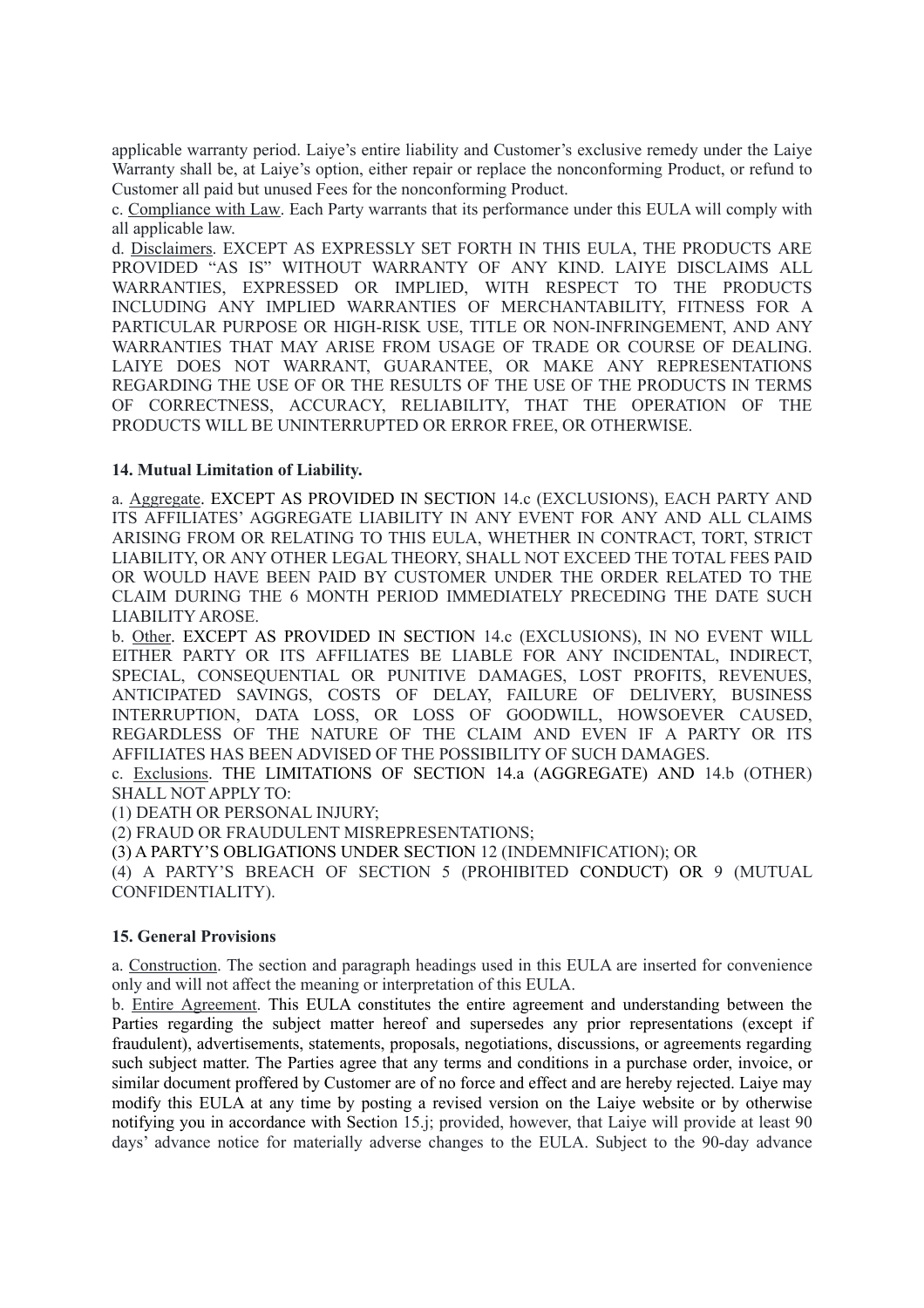applicable warranty period. Laiye's entire liability and Customer's exclusive remedy under the Laiye Warranty shall be, at Laiye's option, either repair or replace the nonconforming Product, or refund to Customer all paid but unused Fees for the nonconforming Product.

c. Compliance with Law. Each Party warrants that its performance under this EULA will comply with all applicable law.

d. Disclaimers. EXCEPT AS EXPRESSLY SET FORTH IN THIS EULA, THE PRODUCTS ARE PROVIDED "AS IS" WITHOUT WARRANTY OF ANY KIND. LAIYE DISCLAIMS ALL WARRANTIES, EXPRESSED OR IMPLIED, WITH RESPECT TO THE PRODUCTS INCLUDING ANY IMPLIED WARRANTIES OF MERCHANTABILITY, FITNESS FOR A PARTICULAR PURPOSE OR HIGH-RISK USE, TITLE OR NON-INFRINGEMENT, AND ANY WARRANTIES THAT MAY ARISE FROM USAGE OF TRADE OR COURSE OF DEALING. LAIYE DOES NOT WARRANT, GUARANTEE, OR MAKE ANY REPRESENTATIONS REGARDING THE USE OF OR THE RESULTS OF THE USE OF THE PRODUCTS IN TERMS OF CORRECTNESS, ACCURACY, RELIABILITY, THAT THE OPERATION OF THE PRODUCTS WILL BE UNINTERRUPTED OR ERROR FREE, OR OTHERWISE.

**14. Mutual Limitation of Liability.**

a. Aggregate. EXCEPT AS PROVIDED IN SECTION 14.c (EXCLUSIONS), EACH PARTY AND ITS AFFILIATES' AGGREGATE LIABILITY IN ANY EVENT FOR ANY AND ALL CLAIMS ARISING FROM OR RELATING TO THIS EULA, WHETHER IN CONTRACT, TORT, STRICT LIABILITY, OR ANY OTHER LEGAL THEORY, SHALL NOT EXCEED THE TOTAL FEES PAID OR WOULD HAVE BEEN PAID BY CUSTOMER UNDER THE ORDER RELATED TO THE CLAIM DURING THE 6 MONTH PERIOD IMMEDIATELY PRECEDING THE DATE SUCH LIABILITY AROSE.

b. Other. EXCEPT AS PROVIDED IN SECTION 14.c (EXCLUSIONS), IN NO EVENT WILL EITHER PARTY OR ITS AFFILIATES BE LIABLE FOR ANY INCIDENTAL, INDIRECT, SPECIAL, CONSEQUENTIAL OR PUNITIVE DAMAGES, LOST PROFITS, REVENUES, ANTICIPATED SAVINGS, COSTS OF DELAY, FAILURE OF DELIVERY, BUSINESS INTERRUPTION, DATA LOSS, OR LOSS OF GOODWILL, HOWSOEVER CAUSED, REGARDLESS OF THE NATURE OF THE CLAIM AND EVEN IF A PARTY OR ITS AFFILIATES HAS BEEN ADVISED OF THE POSSIBILITY OF SUCH DAMAGES.

c. Exclusions. THE LIMITATIONS OF SECTION 14.a (AGGREGATE) AND 14.b (OTHER) SHALL NOT APPLY TO:

(1) DEATH OR PERSONAL INJURY;

(2) FRAUD OR FRAUDULENT MISREPRESENTATIONS;

(3) A PARTY'S OBLIGATIONS UNDER SECTION 12 (INDEMNIFICATION); OR

(4) A PARTY'S BREACH OF SECTION 5 (PROHIBITED CONDUCT) OR 9 (MUTUAL CONFIDENTIALITY).

**15. General Provisions**

a. Construction. The section and paragraph headings used in this EULA are inserted for convenience only and will not affect the meaning or interpretation of this EULA.

b. Entire Agreement. This EULA constitutes the entire agreement and understanding between the Parties regarding the subject matter hereof and supersedes any prior representations (except if fraudulent), advertisements, statements, proposals, negotiations, discussions, or agreements regarding such subject matter. The Parties agree that any terms and conditions in a purchase order, invoice, or similar document proffered by Customer are of no force and effect and are hereby rejected. Laiye may modify this EULA at any time by posting a revised version on the Laiye website or by otherwise notifying you in accordance with Section 15.j; provided, however, that Laiye will provide at least 90 days' advance notice for materially adverse changes to the EULA. Subject to the 90-day advance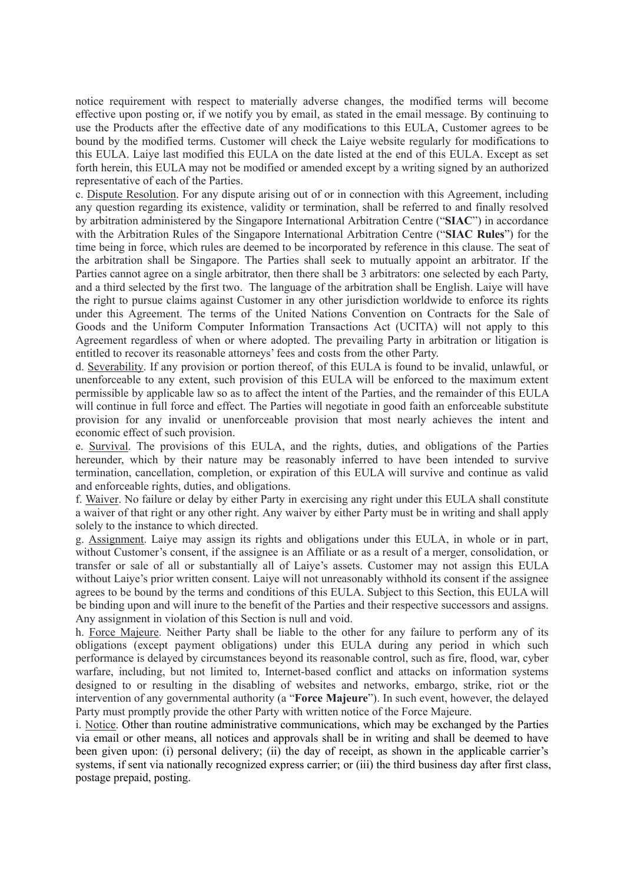notice requirement with respect to materially adverse changes, the modified terms will become effective upon posting or, if we notify you by email, as stated in the email message. By continuing to use the Products after the effective date of any modifications to this EULA, Customer agrees to be bound by the modified terms. Customer will check the Laiye website regularly for modifications to this EULA. Laiye last modified this EULA on the date listed at the end of this EULA. Except as set forth herein, this EULA may not be modified or amended except by a writing signed by an authorized representative of each of the Parties.

c. Dispute Resolution. For any dispute arising out of or in connection with this Agreement, including any question regarding its existence, validity or termination, shall be referred to and finally resolved by arbitration administered by the Singapore International Arbitration Centre ("**SIAC**") in accordance with the Arbitration Rules of the Singapore International Arbitration Centre ("**SIAC Rules**") for the time being in force, which rules are deemed to be incorporated by reference in this clause. The seat of the arbitration shall be Singapore. The Parties shall seek to mutually appoint an arbitrator. If the Parties cannot agree on a single arbitrator, then there shall be 3 arbitrators: one selected by each Party, and a third selected by the first two. The language of the arbitration shall be English. Laiye will have the right to pursue claims against Customer in any other jurisdiction worldwide to enforce its rights under this Agreement. The terms of the United Nations Convention on Contracts for the Sale of Goods and the Uniform Computer Information Transactions Act (UCITA) will not apply to this Agreement regardless of when or where adopted. The prevailing Party in arbitration or litigation is entitled to recover its reasonable attorneys' fees and costs from the other Party.

d. Severability. If any provision or portion thereof, of this EULA is found to be invalid, unlawful, or unenforceable to any extent, such provision of this EULA will be enforced to the maximum extent permissible by applicable law so as to affect the intent of the Parties, and the remainder of this EULA will continue in full force and effect. The Parties will negotiate in good faith an enforceable substitute provision for any invalid or unenforceable provision that most nearly achieves the intent and economic effect of such provision.

e. Survival. The provisions of this EULA, and the rights, duties, and obligations of the Parties hereunder, which by their nature may be reasonably inferred to have been intended to survive termination, cancellation, completion, or expiration of this EULA will survive and continue as valid and enforceable rights, duties, and obligations.

f. Waiver. No failure or delay by either Party in exercising any right under this EULA shall constitute a waiver of that right or any other right. Any waiver by either Party must be in writing and shall apply solely to the instance to which directed.

g. Assignment. Laiye may assign its rights and obligations under this EULA, in whole or in part, without Customer's consent, if the assignee is an Affiliate or as a result of a merger, consolidation, or transfer or sale of all or substantially all of Laiye's assets. Customer may not assign this EULA without Laiye's prior written consent. Laiye will not unreasonably withhold its consent if the assignee agrees to be bound by the terms and conditions of this EULA. Subject to this Section, this EULA will be binding upon and will inure to the benefit of the Parties and their respective successors and assigns. Any assignment in violation of this Section is null and void.

h. Force Majeure. Neither Party shall be liable to the other for any failure to perform any of its obligations (except payment obligations) under this EULA during any period in which such performance is delayed by circumstances beyond its reasonable control, such as fire, flood, war, cyber warfare, including, but not limited to, Internet-based conflict and attacks on information systems designed to or resulting in the disabling of websites and networks, embargo, strike, riot or the intervention of any governmental authority (a "**Force Majeure**"). In such event, however, the delayed Party must promptly provide the other Party with written notice of the Force Majeure.

i. Notice. Other than routine administrative communications, which may be exchanged by the Parties via email or other means, all notices and approvals shall be in writing and shall be deemed to have been given upon: (i) personal delivery; (ii) the day of receipt, as shown in the applicable carrier's systems, if sent via nationally recognized express carrier; or (iii) the third business day after first class, postage prepaid, posting.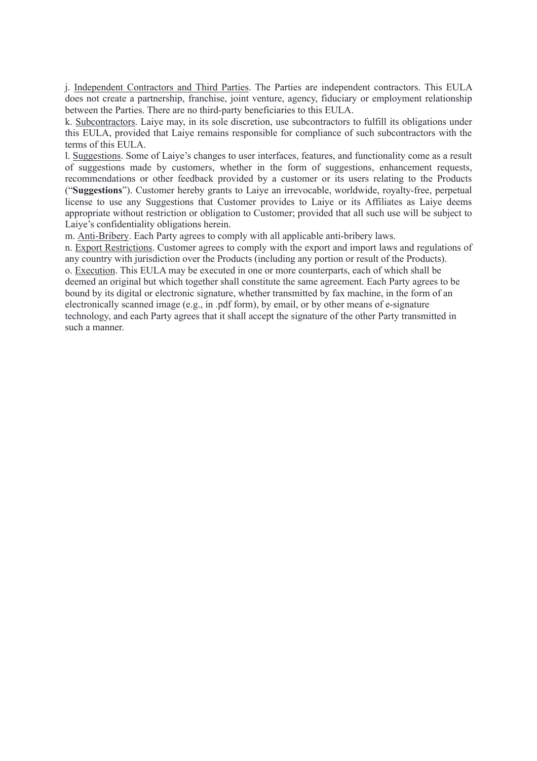j. Independent Contractors and Third Parties. The Parties are independent contractors. This EULA does not create a partnership, franchise, joint venture, agency, fiduciary or employment relationship between the Parties. There are no third-party beneficiaries to this EULA.

k. Subcontractors. Laiye may, in its sole discretion, use subcontractors to fulfill its obligations under this EULA, provided that Laiye remains responsible for compliance of such subcontractors with the terms of this EULA.

l. Suggestions. Some of Laiye's changes to user interfaces, features, and functionality come as a result of suggestions made by customers, whether in the form of suggestions, enhancement requests, recommendations or other feedback provided by a customer or its users relating to the Products ("**Suggestions**"). Customer hereby grants to Laiye an irrevocable, worldwide, royalty-free, perpetual license to use any Suggestions that Customer provides to Laiye or its Affiliates as Laiye deems appropriate without restriction or obligation to Customer; provided that all such use will be subject to Laiye's confidentiality obligations herein.

m. Anti-Bribery. Each Party agrees to comply with all applicable anti-bribery laws.

n. Export Restrictions. Customer agrees to comply with the export and import laws and regulations of any country with jurisdiction over the Products (including any portion or result of the Products).

o. Execution. This EULA may be executed in one or more counterparts, each of which shall be deemed an original but which together shall constitute the same agreement. Each Party agrees to be bound by its digital or electronic signature, whether transmitted by fax machine, in the form of an electronically scanned image (e.g., in .pdf form), by email, or by other means of e-signature technology, and each Party agrees that it shall accept the signature of the other Party transmitted in such a manner.